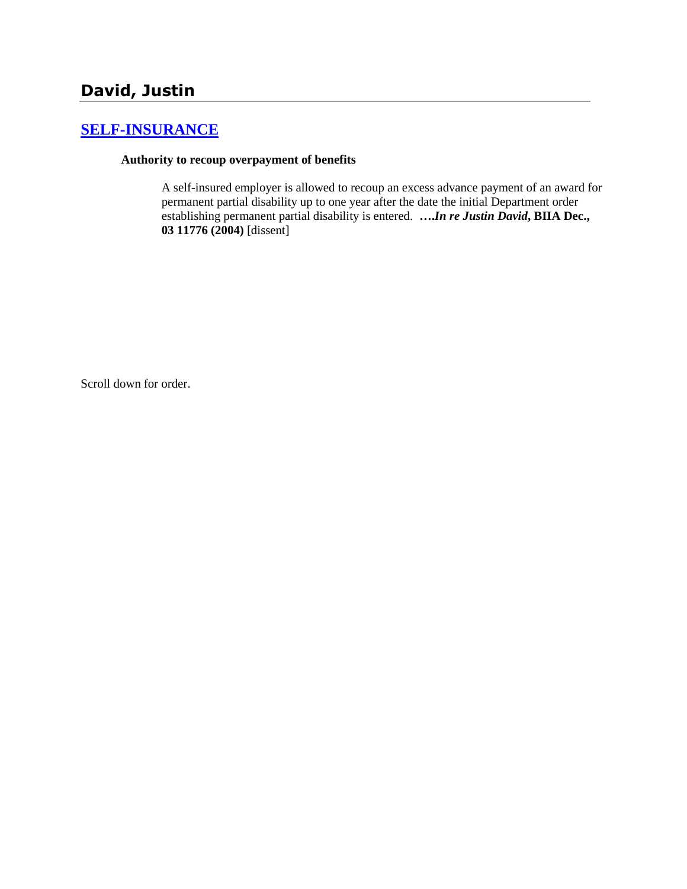# David, Justin

## SELF-INSURANCE

**Authority to recoup overpayment of benefits**

A self-insured employer is allowed to recoup an excess advance payment of an award for permanent partial disability up to one year after the date the initial Department order establishing permanent partial disability is entered. **….*In re Justin David*, BIIA Dec., 03 11776 (2004)** [dissent]

Scroll down for order.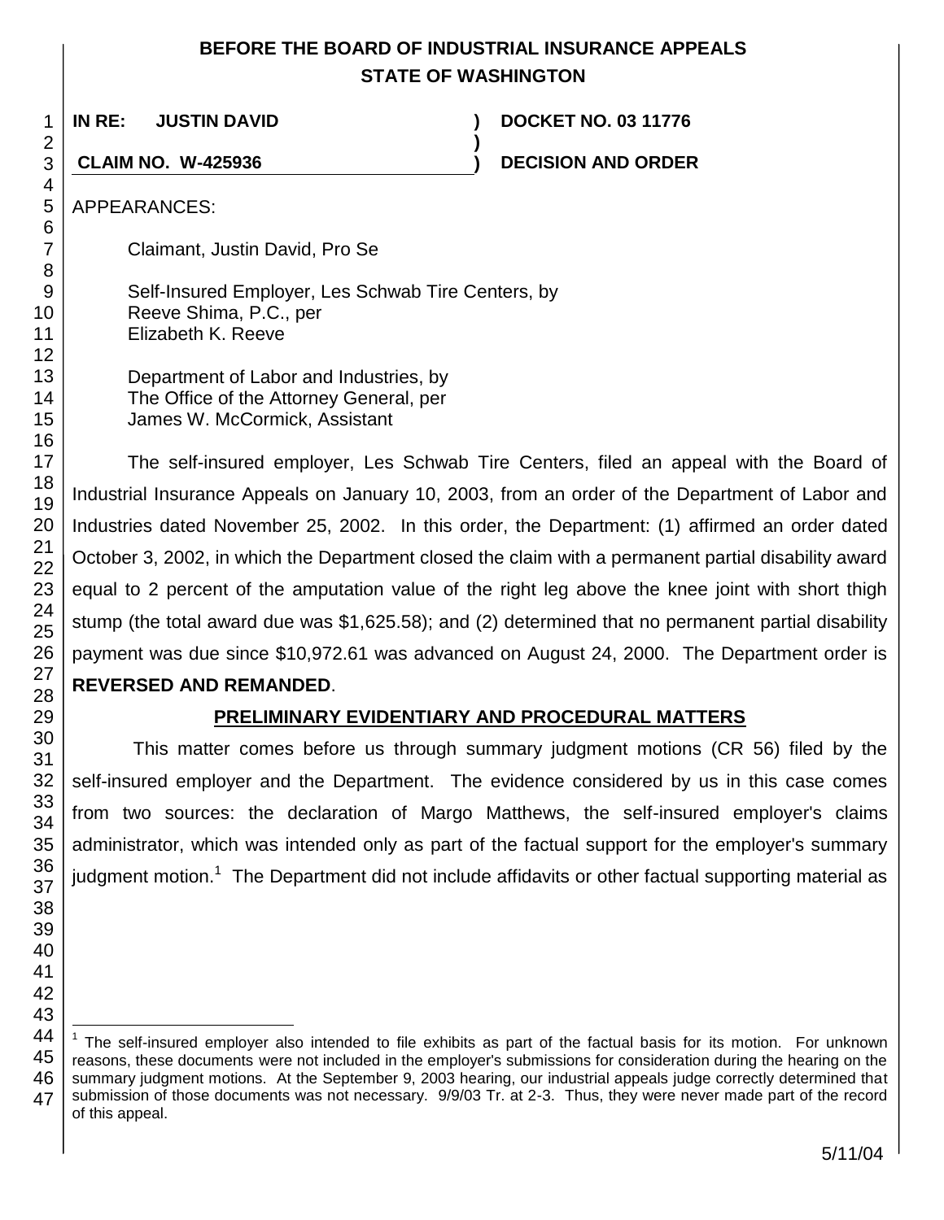**BEFORE THE BOARD OF INDUSTRIAL INSURANCE APPEALS**
**STATE OF WASHINGTON**

| | | |
|---|---|---|
| **IN RE: JUSTIN DAVID** | **)** | **DOCKET NO. 03 11776** |
| | **)** | |
| **CLAIM NO. W-425936** | **)** | **DECISION AND ORDER** |

APPEARANCES:

Claimant, Justin David, Pro Se

Self-Insured Employer, Les Schwab Tire Centers, by
Reeve Shima, P.C., per
Elizabeth K. Reeve

Department of Labor and Industries, by
The Office of the Attorney General, per
James W. McCormick, Assistant

The self-insured employer, Les Schwab Tire Centers, filed an appeal with the Board of Industrial Insurance Appeals on January 10, 2003, from an order of the Department of Labor and Industries dated November 25, 2002. In this order, the Department: (1) affirmed an order dated October 3, 2002, in which the Department closed the claim with a permanent partial disability award equal to 2 percent of the amputation value of the right leg above the knee joint with short thigh stump (the total award due was $1,625.58); and (2) determined that no permanent partial disability payment was due since $10,972.61 was advanced on August 24, 2000. The Department order is **REVERSED AND REMANDED**.

## PRELIMINARY EVIDENTIARY AND PROCEDURAL MATTERS

This matter comes before us through summary judgment motions (CR 56) filed by the self-insured employer and the Department. The evidence considered by us in this case comes from two sources: the declaration of Margo Matthews, the self-insured employer's claims administrator, which was intended only as part of the factual support for the employer's summary judgment motion.[1] The Department did not include affidavits or other factual supporting material as

---

[1] The self-insured employer also intended to file exhibits as part of the factual basis for its motion. For unknown reasons, these documents were not included in the employer's submissions for consideration during the hearing on the summary judgment motions. At the September 9, 2003 hearing, our industrial appeals judge correctly determined that submission of those documents was not necessary. 9/9/03 Tr. at 2-3. Thus, they were never made part of the record of this appeal.

5/11/04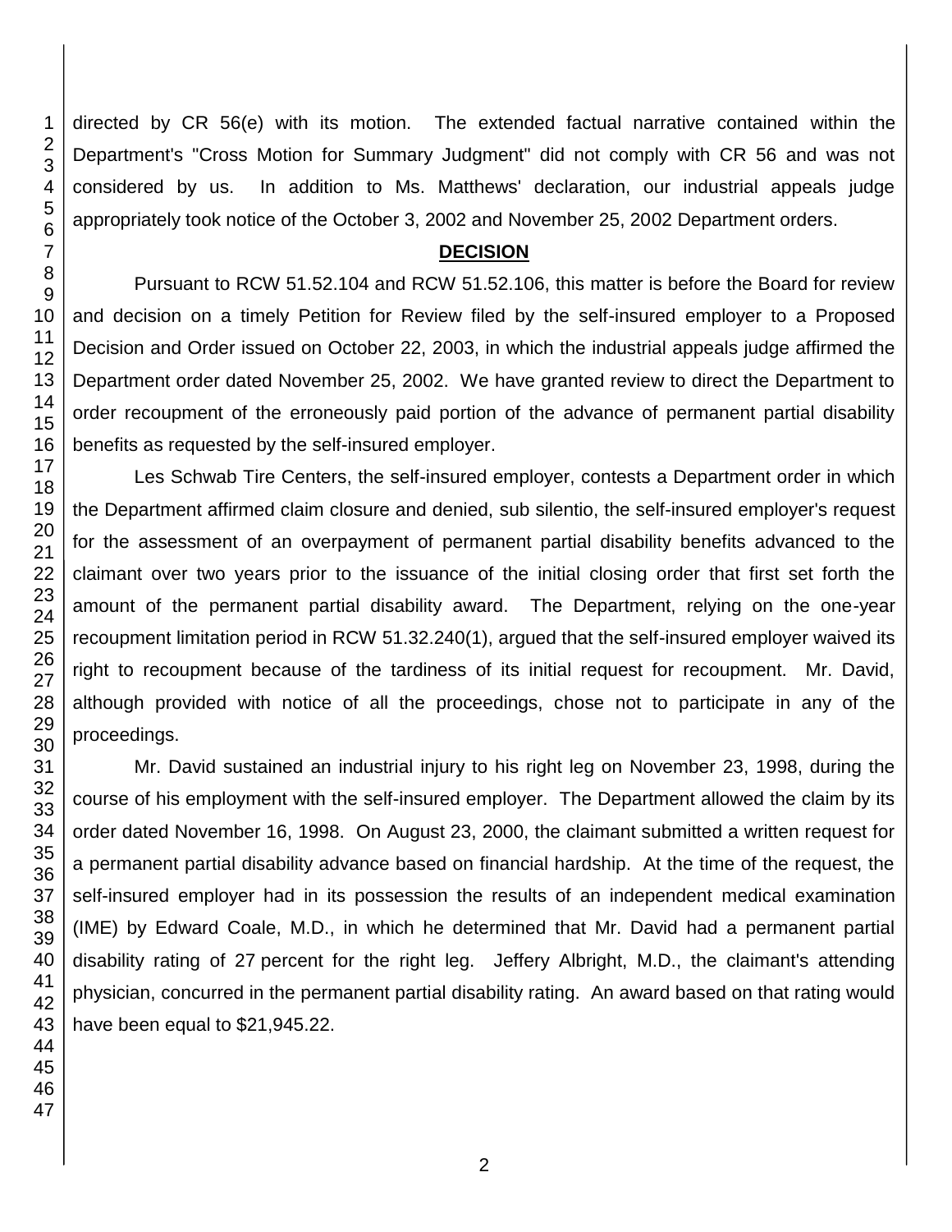directed by CR 56(e) with its motion. The extended factual narrative contained within the Department's "Cross Motion for Summary Judgment" did not comply with CR 56 and was not considered by us. In addition to Ms. Matthews' declaration, our industrial appeals judge appropriately took notice of the October 3, 2002 and November 25, 2002 Department orders.

## DECISION

Pursuant to RCW 51.52.104 and RCW 51.52.106, this matter is before the Board for review and decision on a timely Petition for Review filed by the self-insured employer to a Proposed Decision and Order issued on October 22, 2003, in which the industrial appeals judge affirmed the Department order dated November 25, 2002. We have granted review to direct the Department to order recoupment of the erroneously paid portion of the advance of permanent partial disability benefits as requested by the self-insured employer.

Les Schwab Tire Centers, the self-insured employer, contests a Department order in which the Department affirmed claim closure and denied, sub silentio, the self-insured employer's request for the assessment of an overpayment of permanent partial disability benefits advanced to the claimant over two years prior to the issuance of the initial closing order that first set forth the amount of the permanent partial disability award. The Department, relying on the one-year recoupment limitation period in RCW 51.32.240(1), argued that the self-insured employer waived its right to recoupment because of the tardiness of its initial request for recoupment. Mr. David, although provided with notice of all the proceedings, chose not to participate in any of the proceedings.

Mr. David sustained an industrial injury to his right leg on November 23, 1998, during the course of his employment with the self-insured employer. The Department allowed the claim by its order dated November 16, 1998. On August 23, 2000, the claimant submitted a written request for a permanent partial disability advance based on financial hardship. At the time of the request, the self-insured employer had in its possession the results of an independent medical examination (IME) by Edward Coale, M.D., in which he determined that Mr. David had a permanent partial disability rating of 27 percent for the right leg. Jeffery Albright, M.D., the claimant's attending physician, concurred in the permanent partial disability rating. An award based on that rating would have been equal to $21,945.22.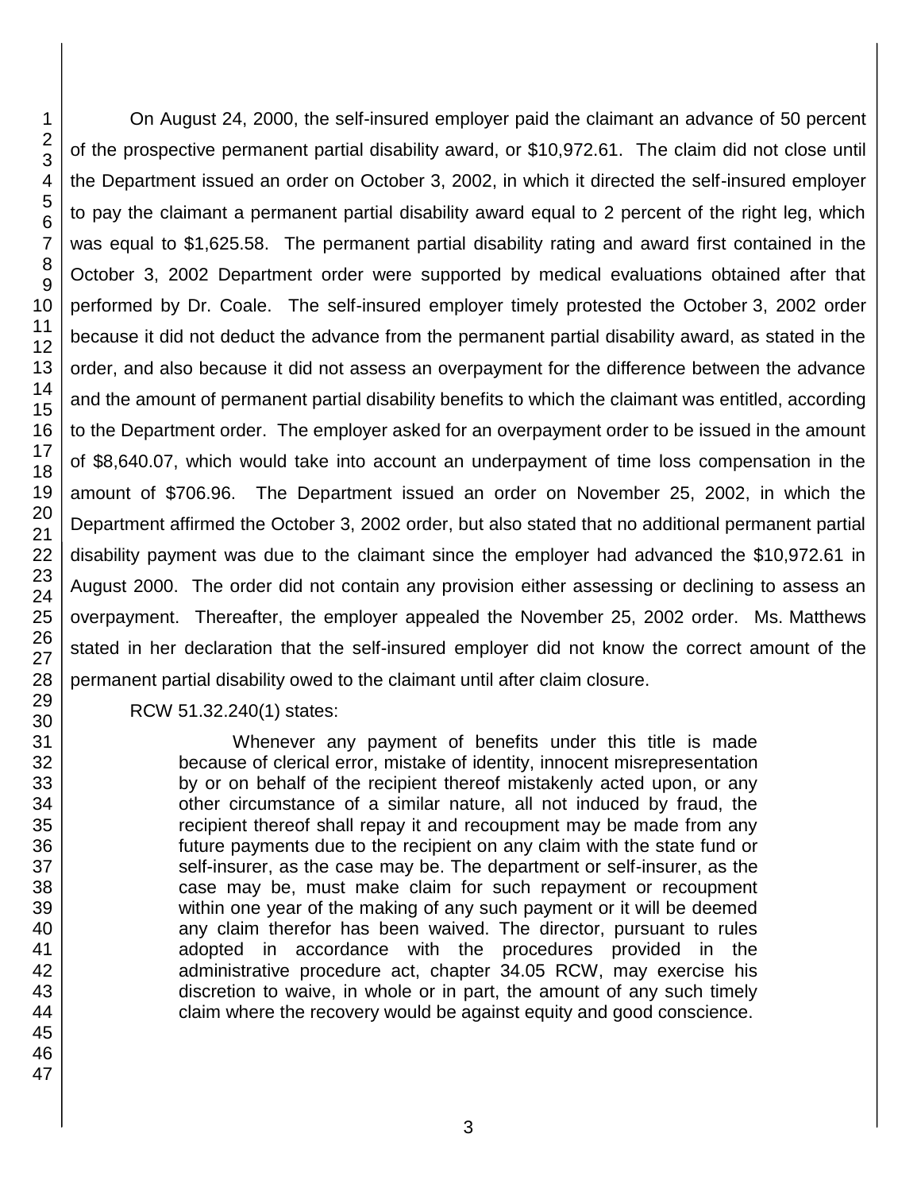On August 24, 2000, the self-insured employer paid the claimant an advance of 50 percent of the prospective permanent partial disability award, or $10,972.61. The claim did not close until the Department issued an order on October 3, 2002, in which it directed the self-insured employer to pay the claimant a permanent partial disability award equal to 2 percent of the right leg, which was equal to $1,625.58. The permanent partial disability rating and award first contained in the October 3, 2002 Department order were supported by medical evaluations obtained after that performed by Dr. Coale. The self-insured employer timely protested the October 3, 2002 order because it did not deduct the advance from the permanent partial disability award, as stated in the order, and also because it did not assess an overpayment for the difference between the advance and the amount of permanent partial disability benefits to which the claimant was entitled, according to the Department order. The employer asked for an overpayment order to be issued in the amount of $8,640.07, which would take into account an underpayment of time loss compensation in the amount of $706.96. The Department issued an order on November 25, 2002, in which the Department affirmed the October 3, 2002 order, but also stated that no additional permanent partial disability payment was due to the claimant since the employer had advanced the $10,972.61 in August 2000. The order did not contain any provision either assessing or declining to assess an overpayment. Thereafter, the employer appealed the November 25, 2002 order. Ms. Matthews stated in her declaration that the self-insured employer did not know the correct amount of the permanent partial disability owed to the claimant until after claim closure.

RCW 51.32.240(1) states:

> Whenever any payment of benefits under this title is made because of clerical error, mistake of identity, innocent misrepresentation by or on behalf of the recipient thereof mistakenly acted upon, or any other circumstance of a similar nature, all not induced by fraud, the recipient thereof shall repay it and recoupment may be made from any future payments due to the recipient on any claim with the state fund or self-insurer, as the case may be. The department or self-insurer, as the case may be, must make claim for such repayment or recoupment within one year of the making of any such payment or it will be deemed any claim therefor has been waived. The director, pursuant to rules adopted in accordance with the procedures provided in the administrative procedure act, chapter 34.05 RCW, may exercise his discretion to waive, in whole or in part, the amount of any such timely claim where the recovery would be against equity and good conscience.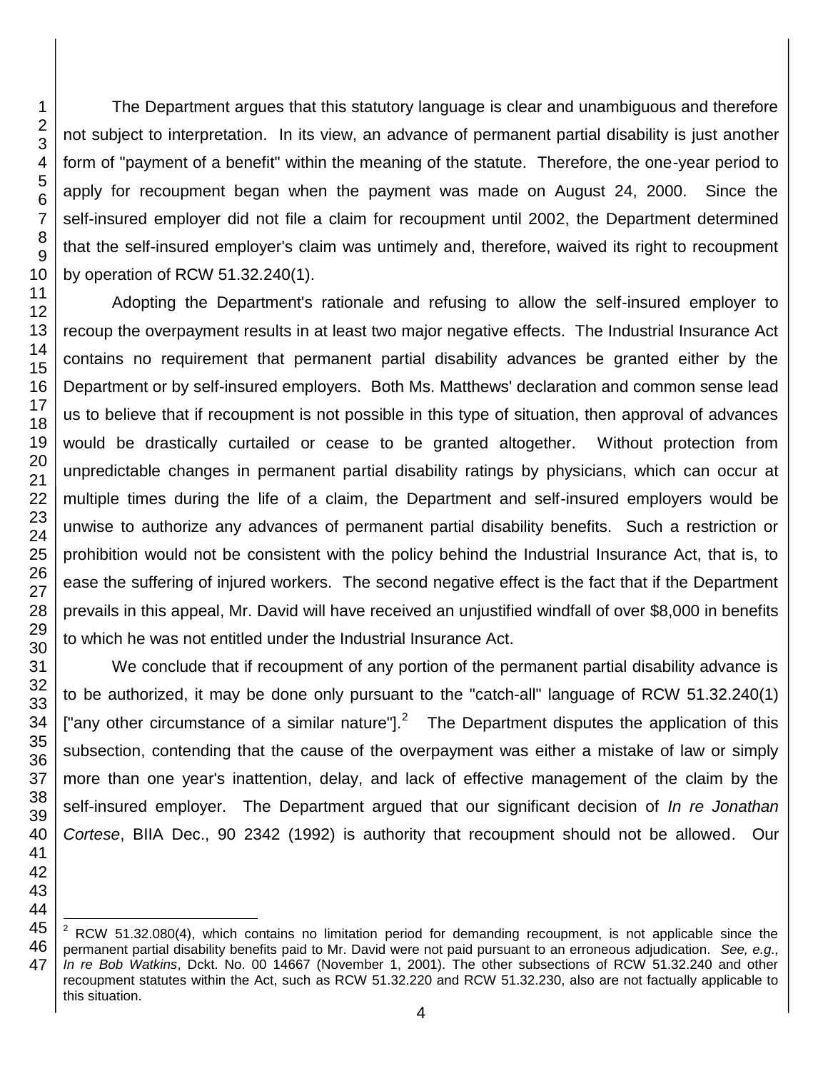The Department argues that this statutory language is clear and unambiguous and therefore not subject to interpretation. In its view, an advance of permanent partial disability is just another form of "payment of a benefit" within the meaning of the statute. Therefore, the one-year period to apply for recoupment began when the payment was made on August 24, 2000. Since the self-insured employer did not file a claim for recoupment until 2002, the Department determined that the self-insured employer's claim was untimely and, therefore, waived its right to recoupment by operation of RCW 51.32.240(1).

Adopting the Department's rationale and refusing to allow the self-insured employer to recoup the overpayment results in at least two major negative effects. The Industrial Insurance Act contains no requirement that permanent partial disability advances be granted either by the Department or by self-insured employers. Both Ms. Matthews' declaration and common sense lead us to believe that if recoupment is not possible in this type of situation, then approval of advances would be drastically curtailed or cease to be granted altogether. Without protection from unpredictable changes in permanent partial disability ratings by physicians, which can occur at multiple times during the life of a claim, the Department and self-insured employers would be unwise to authorize any advances of permanent partial disability benefits. Such a restriction or prohibition would not be consistent with the policy behind the Industrial Insurance Act, that is, to ease the suffering of injured workers. The second negative effect is the fact that if the Department prevails in this appeal, Mr. David will have received an unjustified windfall of over $8,000 in benefits to which he was not entitled under the Industrial Insurance Act.

We conclude that if recoupment of any portion of the permanent partial disability advance is to be authorized, it may be done only pursuant to the "catch-all" language of RCW 51.32.240(1) ["any other circumstance of a similar nature"].[2] The Department disputes the application of this subsection, contending that the cause of the overpayment was either a mistake of law or simply more than one year's inattention, delay, and lack of effective management of the claim by the self-insured employer. The Department argued that our significant decision of *In re Jonathan Cortese*, BIIA Dec., 90 2342 (1992) is authority that recoupment should not be allowed. Our

---

[2] RCW 51.32.080(4), which contains no limitation period for demanding recoupment, is not applicable since the permanent partial disability benefits paid to Mr. David were not paid pursuant to an erroneous adjudication. *See, e.g., In re Bob Watkins*, Dckt. No. 00 14667 (November 1, 2001). The other subsections of RCW 51.32.240 and other recoupment statutes within the Act, such as RCW 51.32.220 and RCW 51.32.230, also are not factually applicable to this situation.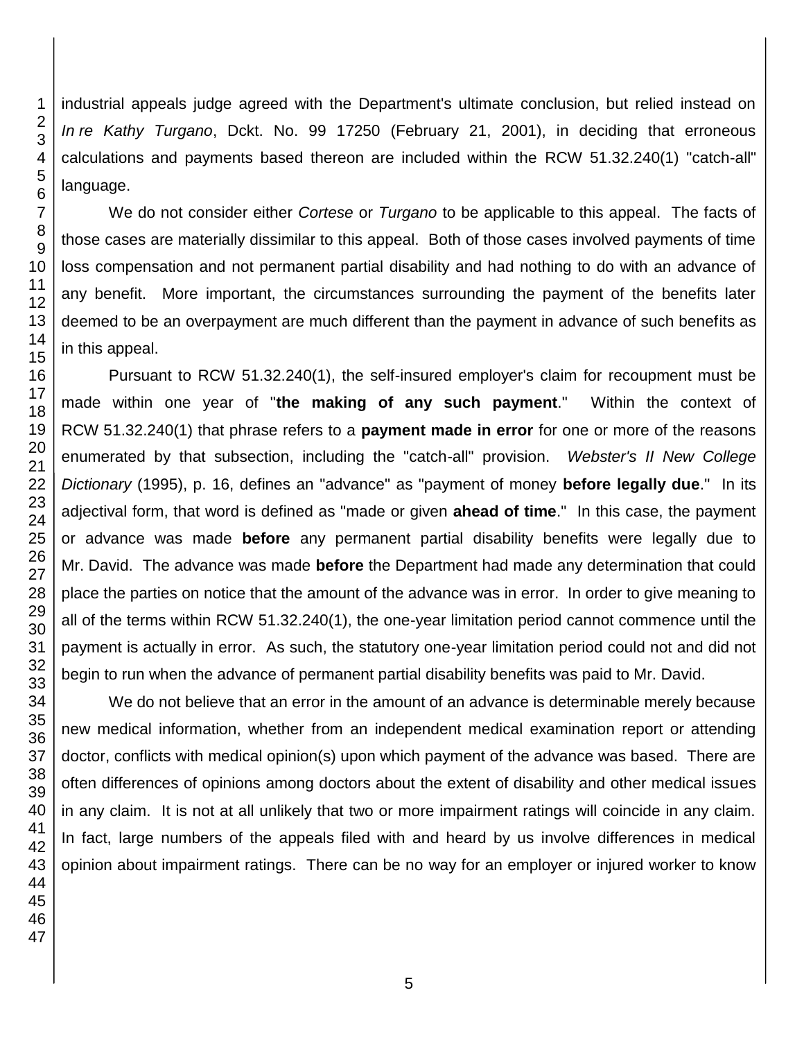industrial appeals judge agreed with the Department's ultimate conclusion, but relied instead on *In re Kathy Turgano*, Dckt. No. 99 17250 (February 21, 2001), in deciding that erroneous calculations and payments based thereon are included within the RCW 51.32.240(1) "catch-all" language.

We do not consider either *Cortese* or *Turgano* to be applicable to this appeal. The facts of those cases are materially dissimilar to this appeal. Both of those cases involved payments of time loss compensation and not permanent partial disability and had nothing to do with an advance of any benefit. More important, the circumstances surrounding the payment of the benefits later deemed to be an overpayment are much different than the payment in advance of such benefits as in this appeal.

Pursuant to RCW 51.32.240(1), the self-insured employer's claim for recoupment must be made within one year of "**the making of any such payment**." Within the context of RCW 51.32.240(1) that phrase refers to a **payment made in error** for one or more of the reasons enumerated by that subsection, including the "catch-all" provision. *Webster's II New College Dictionary* (1995), p. 16, defines an "advance" as "payment of money **before legally due**." In its adjectival form, that word is defined as "made or given **ahead of time**." In this case, the payment or advance was made **before** any permanent partial disability benefits were legally due to Mr. David. The advance was made **before** the Department had made any determination that could place the parties on notice that the amount of the advance was in error. In order to give meaning to all of the terms within RCW 51.32.240(1), the one-year limitation period cannot commence until the payment is actually in error. As such, the statutory one-year limitation period could not and did not begin to run when the advance of permanent partial disability benefits was paid to Mr. David.

We do not believe that an error in the amount of an advance is determinable merely because new medical information, whether from an independent medical examination report or attending doctor, conflicts with medical opinion(s) upon which payment of the advance was based. There are often differences of opinions among doctors about the extent of disability and other medical issues in any claim. It is not at all unlikely that two or more impairment ratings will coincide in any claim. In fact, large numbers of the appeals filed with and heard by us involve differences in medical opinion about impairment ratings. There can be no way for an employer or injured worker to know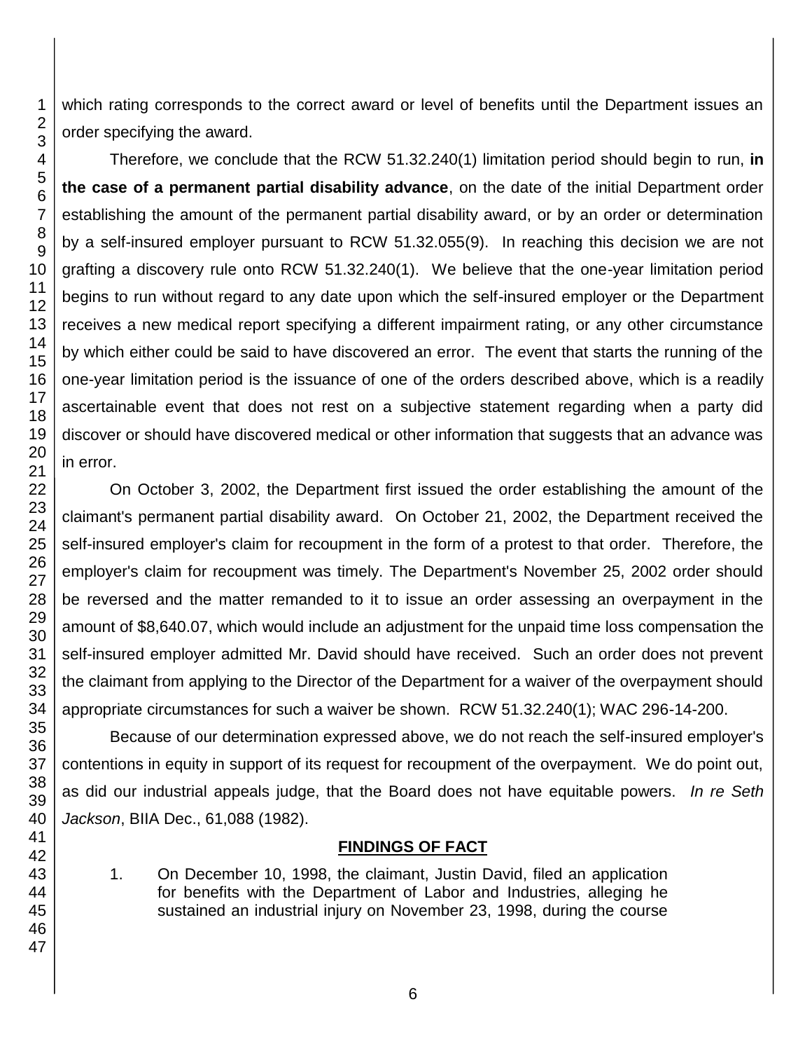which rating corresponds to the correct award or level of benefits until the Department issues an order specifying the award.

Therefore, we conclude that the RCW 51.32.240(1) limitation period should begin to run, **in the case of a permanent partial disability advance**, on the date of the initial Department order establishing the amount of the permanent partial disability award, or by an order or determination by a self-insured employer pursuant to RCW 51.32.055(9). In reaching this decision we are not grafting a discovery rule onto RCW 51.32.240(1). We believe that the one-year limitation period begins to run without regard to any date upon which the self-insured employer or the Department receives a new medical report specifying a different impairment rating, or any other circumstance by which either could be said to have discovered an error. The event that starts the running of the one-year limitation period is the issuance of one of the orders described above, which is a readily ascertainable event that does not rest on a subjective statement regarding when a party did discover or should have discovered medical or other information that suggests that an advance was in error.

On October 3, 2002, the Department first issued the order establishing the amount of the claimant's permanent partial disability award. On October 21, 2002, the Department received the self-insured employer's claim for recoupment in the form of a protest to that order. Therefore, the employer's claim for recoupment was timely. The Department's November 25, 2002 order should be reversed and the matter remanded to it to issue an order assessing an overpayment in the amount of $8,640.07, which would include an adjustment for the unpaid time loss compensation the self-insured employer admitted Mr. David should have received. Such an order does not prevent the claimant from applying to the Director of the Department for a waiver of the overpayment should appropriate circumstances for such a waiver be shown. RCW 51.32.240(1); WAC 296-14-200.

Because of our determination expressed above, we do not reach the self-insured employer's contentions in equity in support of its request for recoupment of the overpayment. We do point out, as did our industrial appeals judge, that the Board does not have equitable powers. *In re Seth Jackson*, BIIA Dec., 61,088 (1982).

## FINDINGS OF FACT

1. On December 10, 1998, the claimant, Justin David, filed an application for benefits with the Department of Labor and Industries, alleging he sustained an industrial injury on November 23, 1998, during the course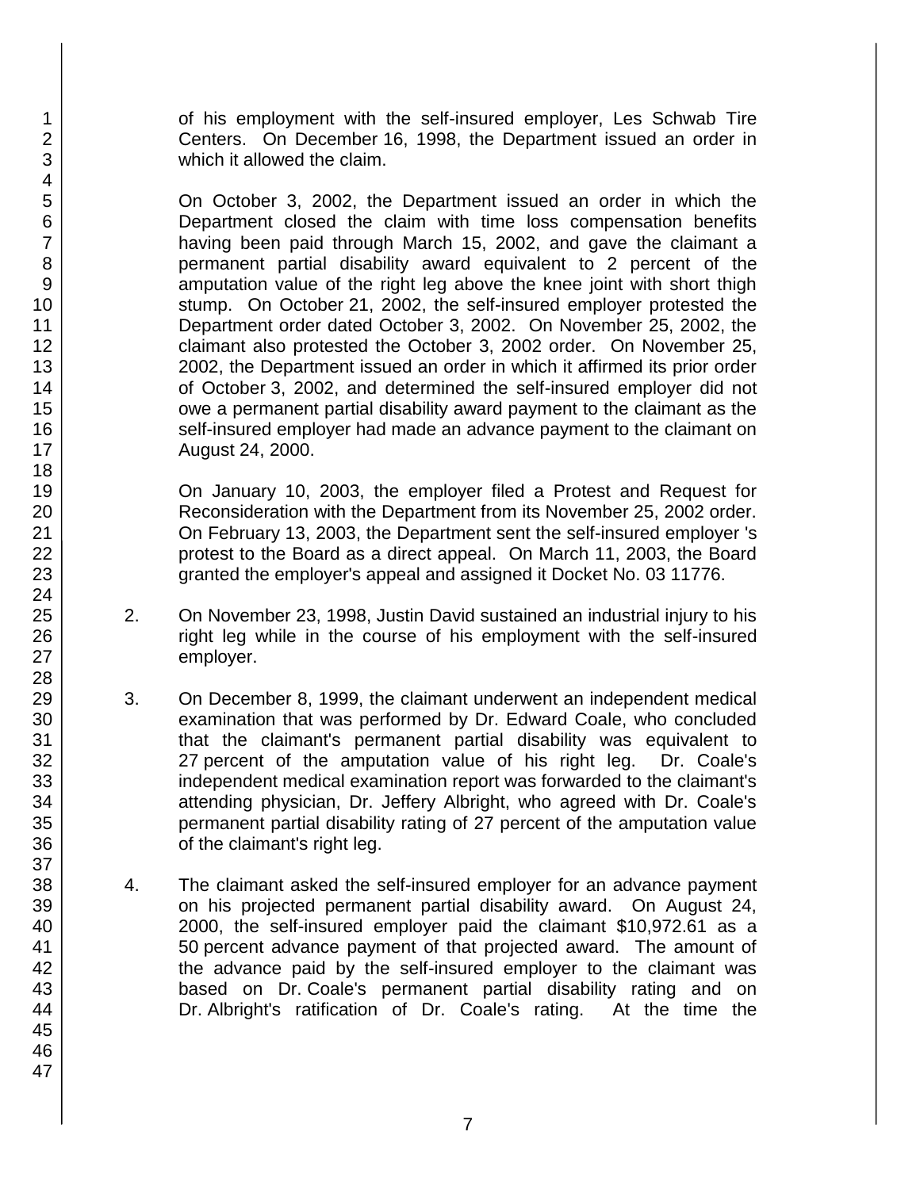of his employment with the self-insured employer, Les Schwab Tire Centers. On December 16, 1998, the Department issued an order in which it allowed the claim.

On October 3, 2002, the Department issued an order in which the Department closed the claim with time loss compensation benefits having been paid through March 15, 2002, and gave the claimant a permanent partial disability award equivalent to 2 percent of the amputation value of the right leg above the knee joint with short thigh stump. On October 21, 2002, the self-insured employer protested the Department order dated October 3, 2002. On November 25, 2002, the claimant also protested the October 3, 2002 order. On November 25, 2002, the Department issued an order in which it affirmed its prior order of October 3, 2002, and determined the self-insured employer did not owe a permanent partial disability award payment to the claimant as the self-insured employer had made an advance payment to the claimant on August 24, 2000.

On January 10, 2003, the employer filed a Protest and Request for Reconsideration with the Department from its November 25, 2002 order. On February 13, 2003, the Department sent the self-insured employer 's protest to the Board as a direct appeal. On March 11, 2003, the Board granted the employer's appeal and assigned it Docket No. 03 11776.

2. On November 23, 1998, Justin David sustained an industrial injury to his right leg while in the course of his employment with the self-insured employer.

3. On December 8, 1999, the claimant underwent an independent medical examination that was performed by Dr. Edward Coale, who concluded that the claimant's permanent partial disability was equivalent to 27 percent of the amputation value of his right leg. Dr. Coale's independent medical examination report was forwarded to the claimant's attending physician, Dr. Jeffery Albright, who agreed with Dr. Coale's permanent partial disability rating of 27 percent of the amputation value of the claimant's right leg.

4. The claimant asked the self-insured employer for an advance payment on his projected permanent partial disability award. On August 24, 2000, the self-insured employer paid the claimant $10,972.61 as a 50 percent advance payment of that projected award. The amount of the advance paid by the self-insured employer to the claimant was based on Dr. Coale's permanent partial disability rating and on Dr. Albright's ratification of Dr. Coale's rating. At the time the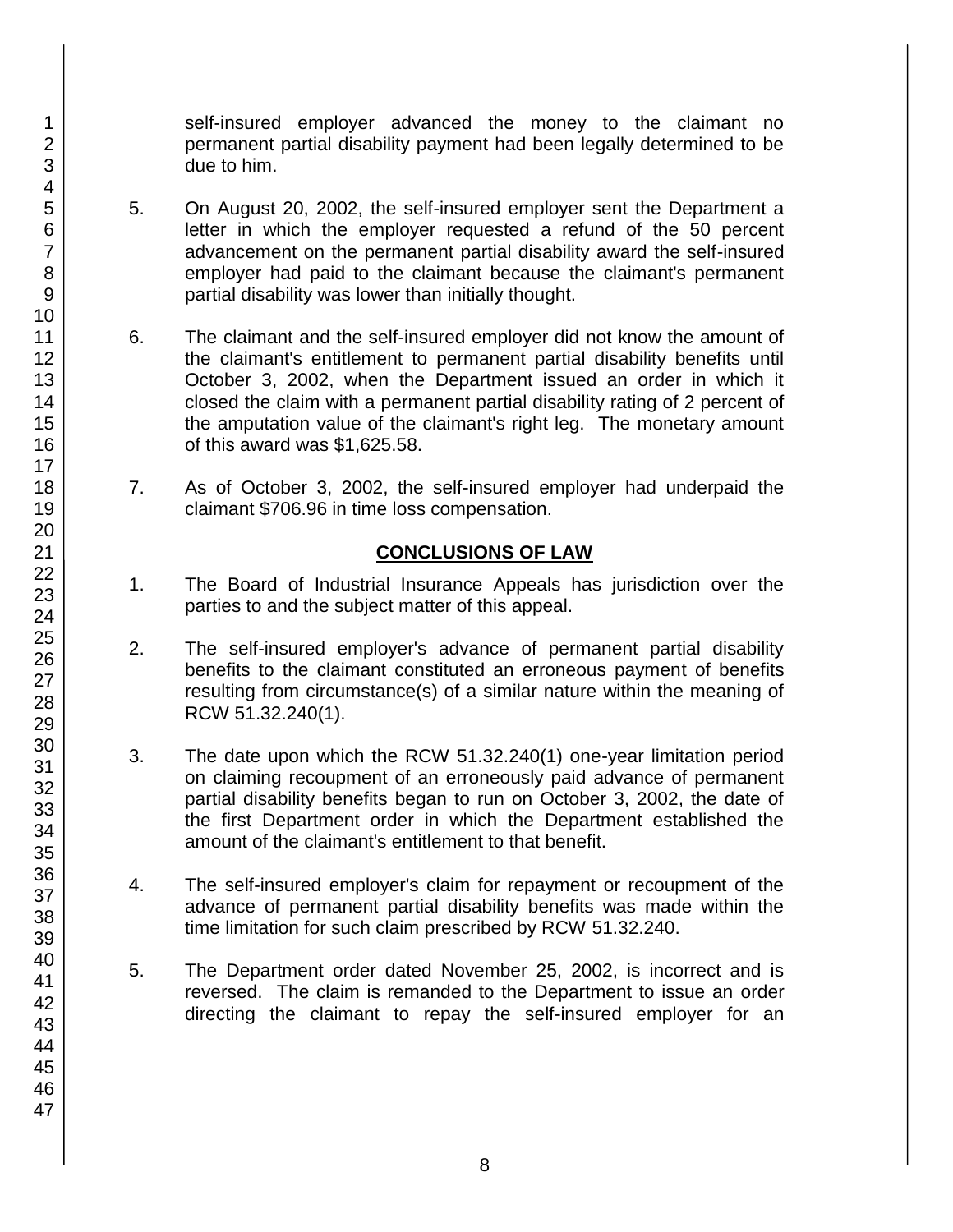self-insured employer advanced the money to the claimant no permanent partial disability payment had been legally determined to be due to him.

5. On August 20, 2002, the self-insured employer sent the Department a letter in which the employer requested a refund of the 50 percent advancement on the permanent partial disability award the self-insured employer had paid to the claimant because the claimant's permanent partial disability was lower than initially thought.

6. The claimant and the self-insured employer did not know the amount of the claimant's entitlement to permanent partial disability benefits until October 3, 2002, when the Department issued an order in which it closed the claim with a permanent partial disability rating of 2 percent of the amputation value of the claimant's right leg. The monetary amount of this award was $1,625.58.

7. As of October 3, 2002, the self-insured employer had underpaid the claimant $706.96 in time loss compensation.

## CONCLUSIONS OF LAW

1. The Board of Industrial Insurance Appeals has jurisdiction over the parties to and the subject matter of this appeal.

2. The self-insured employer's advance of permanent partial disability benefits to the claimant constituted an erroneous payment of benefits resulting from circumstance(s) of a similar nature within the meaning of RCW 51.32.240(1).

3. The date upon which the RCW 51.32.240(1) one-year limitation period on claiming recoupment of an erroneously paid advance of permanent partial disability benefits began to run on October 3, 2002, the date of the first Department order in which the Department established the amount of the claimant's entitlement to that benefit.

4. The self-insured employer's claim for repayment or recoupment of the advance of permanent partial disability benefits was made within the time limitation for such claim prescribed by RCW 51.32.240.

5. The Department order dated November 25, 2002, is incorrect and is reversed. The claim is remanded to the Department to issue an order directing the claimant to repay the self-insured employer for an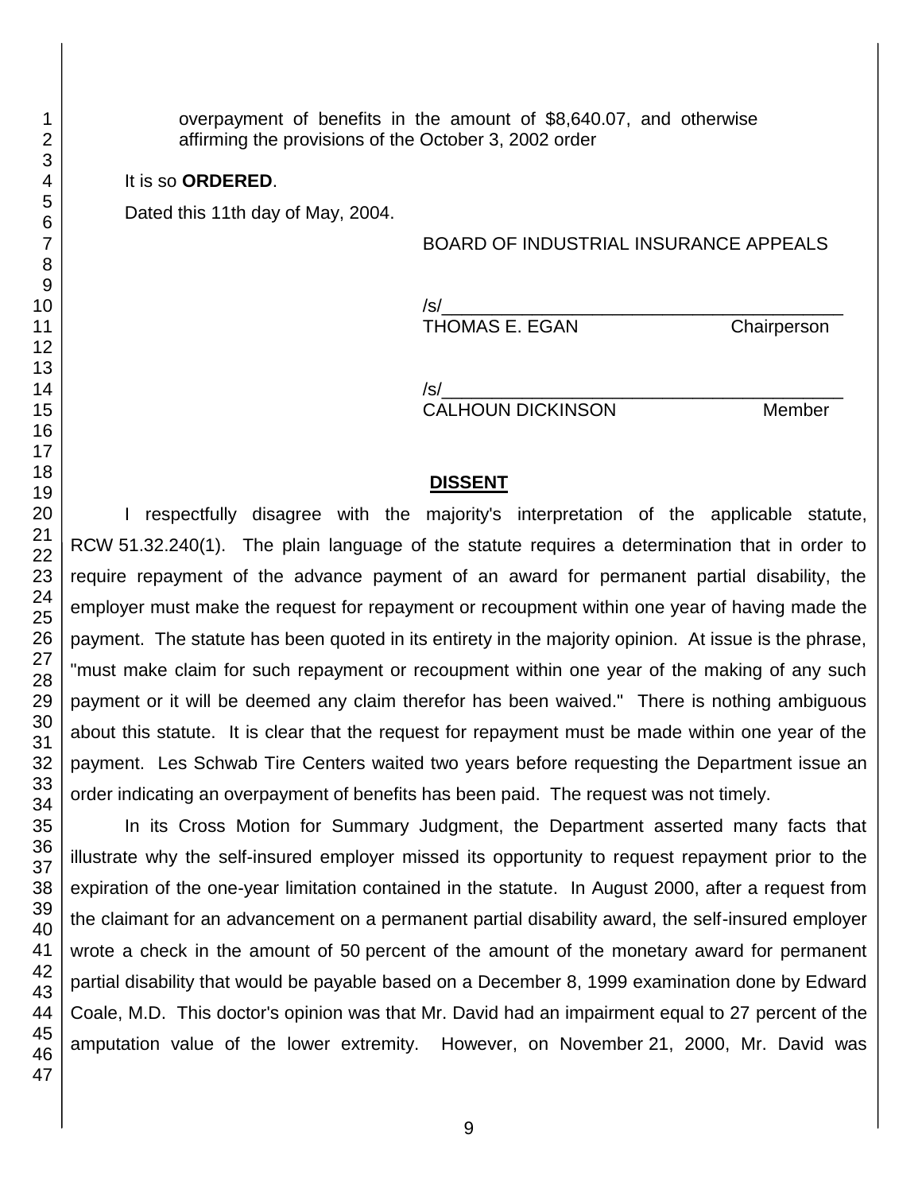overpayment of benefits in the amount of $8,640.07, and otherwise affirming the provisions of the October 3, 2002 order

It is so **ORDERED**.

Dated this 11th day of May, 2004.

BOARD OF INDUSTRIAL INSURANCE APPEALS

/s/_________________________________________
THOMAS E. EGAN Chairperson

/s/_________________________________________
CALHOUN DICKINSON Member

## DISSENT

I respectfully disagree with the majority's interpretation of the applicable statute, RCW 51.32.240(1). The plain language of the statute requires a determination that in order to require repayment of the advance payment of an award for permanent partial disability, the employer must make the request for repayment or recoupment within one year of having made the payment. The statute has been quoted in its entirety in the majority opinion. At issue is the phrase, "must make claim for such repayment or recoupment within one year of the making of any such payment or it will be deemed any claim therefor has been waived." There is nothing ambiguous about this statute. It is clear that the request for repayment must be made within one year of the payment. Les Schwab Tire Centers waited two years before requesting the Department issue an order indicating an overpayment of benefits has been paid. The request was not timely.

In its Cross Motion for Summary Judgment, the Department asserted many facts that illustrate why the self-insured employer missed its opportunity to request repayment prior to the expiration of the one-year limitation contained in the statute. In August 2000, after a request from the claimant for an advancement on a permanent partial disability award, the self-insured employer wrote a check in the amount of 50 percent of the amount of the monetary award for permanent partial disability that would be payable based on a December 8, 1999 examination done by Edward Coale, M.D. This doctor's opinion was that Mr. David had an impairment equal to 27 percent of the amputation value of the lower extremity. However, on November 21, 2000, Mr. David was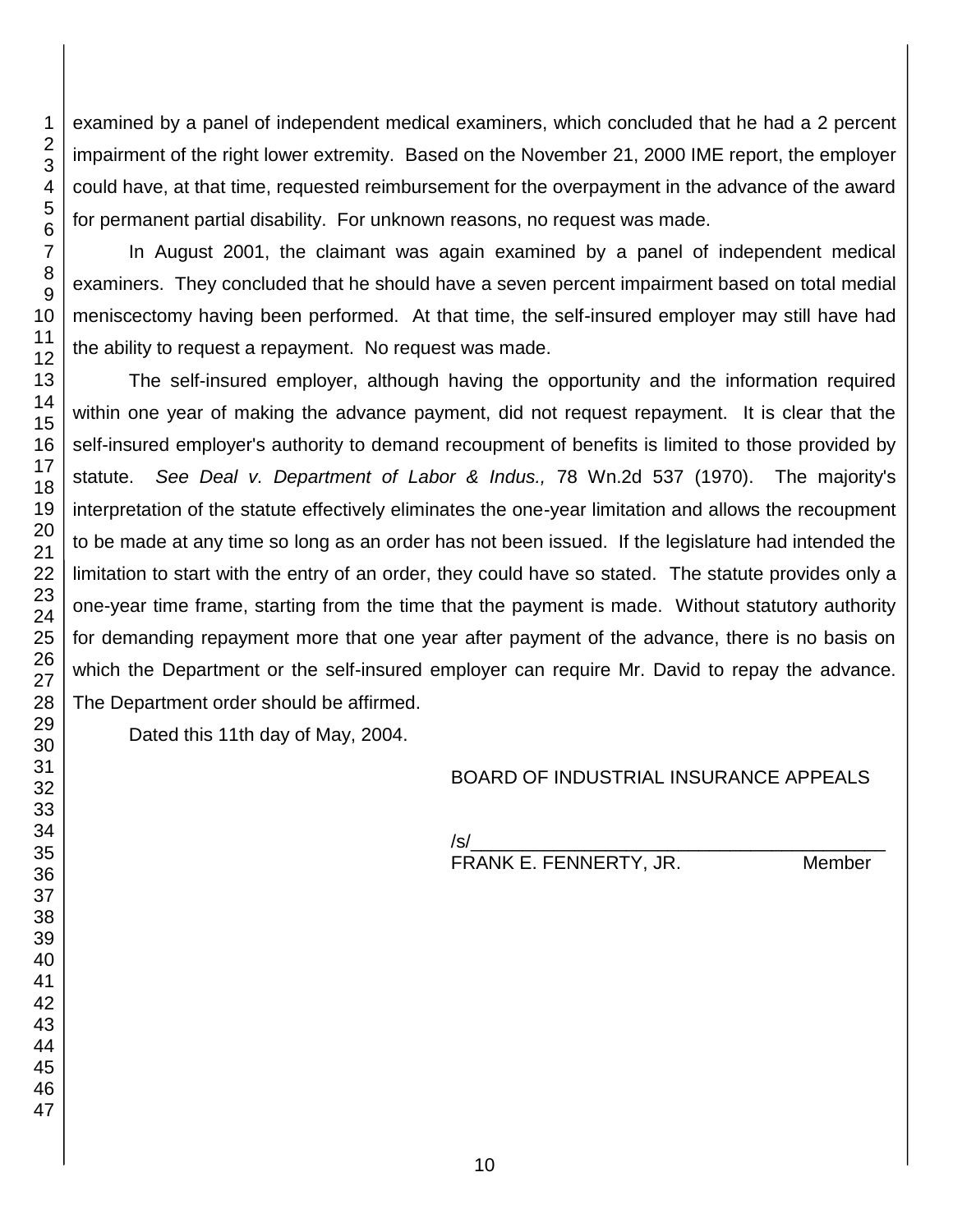examined by a panel of independent medical examiners, which concluded that he had a 2 percent impairment of the right lower extremity. Based on the November 21, 2000 IME report, the employer could have, at that time, requested reimbursement for the overpayment in the advance of the award for permanent partial disability. For unknown reasons, no request was made.

In August 2001, the claimant was again examined by a panel of independent medical examiners. They concluded that he should have a seven percent impairment based on total medial meniscectomy having been performed. At that time, the self-insured employer may still have had the ability to request a repayment. No request was made.

The self-insured employer, although having the opportunity and the information required within one year of making the advance payment, did not request repayment. It is clear that the self-insured employer's authority to demand recoupment of benefits is limited to those provided by statute. *See Deal v. Department of Labor & Indus.,* 78 Wn.2d 537 (1970). The majority's interpretation of the statute effectively eliminates the one-year limitation and allows the recoupment to be made at any time so long as an order has not been issued. If the legislature had intended the limitation to start with the entry of an order, they could have so stated. The statute provides only a one-year time frame, starting from the time that the payment is made. Without statutory authority for demanding repayment more that one year after payment of the advance, there is no basis on which the Department or the self-insured employer can require Mr. David to repay the advance. The Department order should be affirmed.

Dated this 11th day of May, 2004.

BOARD OF INDUSTRIAL INSURANCE APPEALS

/s/\_\_\_\_\_\_\_\_\_\_\_\_\_\_\_\_\_\_\_\_\_\_\_\_\_\_\_\_\_\_\_\_\_\_\_\_\_\_\_\_
FRANK E. FENNERTY, JR. Member